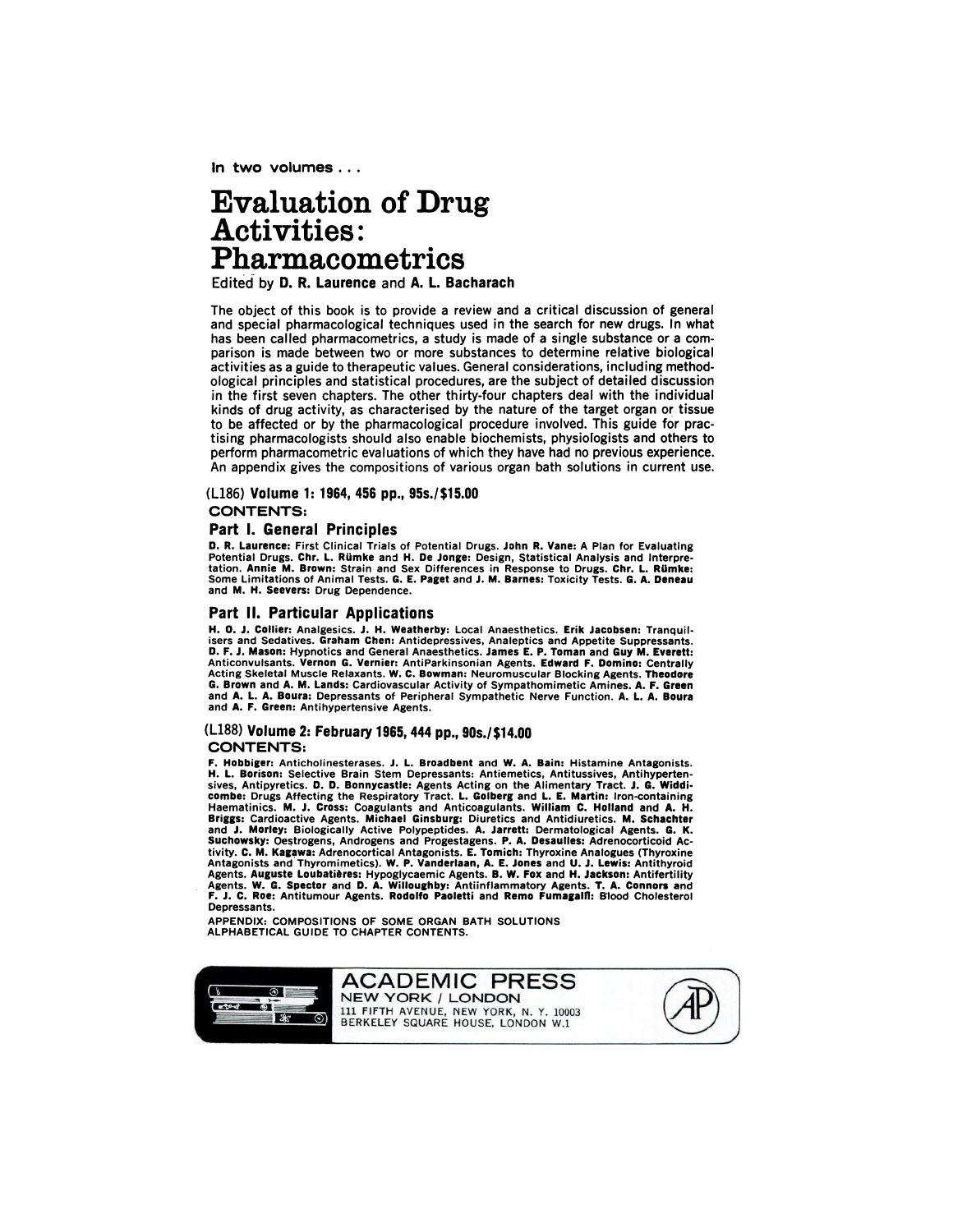In two volumes . . .

# Evaluation of Drug Activities: Pharmacometrics

Edited by **D. R. Laurence** and **A. L. Bacharach**

The object of this book is to provide a review and a critical discussion of general and special pharmacological techniques used in the search for new drugs. In what has been called pharmacometrics, a study is made of a single substance or a comparison is made between two or more substances to determine relative biological activities as a guide to therapeutic values. General considerations, including methodological principles and statistical procedures, are the subject of detailed discussion in the first seven chapters. The other thirty-four chapters deal with the individual kinds of drug activity, as characterised by the nature of the target organ or tissue to be affected or by the pharmacological procedure involved. This guide for practising pharmacologists should also enable biochemists, physiologists and others to perform pharmacometric evaluations of which they have had no previous experience. An appendix gives the compositions of various organ bath solutions in current use.

(L186) **Volume 1: 1964, 456 pp., 95s./$15.00**

CONTENTS:

## Part I. General Principles

**D. R. Laurence:** First Clinical Trials of Potential Drugs. **John R. Vane:** A Plan for Evaluating Potential Drugs. **Chr. L. Rümke** and **H. De Jonge:** Design, Statistical Analysis and Interpretation. **Annie M. Brown:** Strain and Sex Differences in Response to Drugs. **Chr. L. Rümke:** Some Limitations of Animal Tests. **G. E. Paget** and **J. M. Barnes:** Toxicity Tests. **G. A. Deneau** and **M. H. Seevers:** Drug Dependence.

## Part II. Particular Applications

**H. O. J. Collier:** Analgesics. **J. H. Weatherby:** Local Anaesthetics. **Erik Jacobsen:** Tranquilisers and Sedatives. **Graham Chen:** Antidepressives, Analeptics and Appetite Suppressants. **D. F. J. Mason:** Hypnotics and General Anaesthetics. **James E. P. Toman** and **Guy M. Everett:** Anticonvulsants. **Vernon G. Vernier:** AntiParkinsonian Agents. **Edward F. Domino:** Centrally Acting Skeletal Muscle Relaxants. **W. C. Bowman:** Neuromuscular Blocking Agents. **Theodore G. Brown** and **A. M. Lands:** Cardiovascular Activity of Sympathomimetic Amines. **A. F. Green** and **A. L. A. Boura:** Depressants of Peripheral Sympathetic Nerve Function. **A. L. A. Boura** and **A. F. Green:** Antihypertensive Agents.

(L188) **Volume 2: February 1965, 444 pp., 90s./$14.00**

CONTENTS:

**F. Hobbiger:** Anticholinesterases. **J. L. Broadbent** and **W. A. Bain:** Histamine Antagonists. **H. L. Borison:** Selective Brain Stem Depressants: Antiemetics, Antitussives, Antihypertensives, Antipyretics. **D. D. Bonnycastle:** Agents Acting on the Alimentary Tract. **J. G. Widdicombe:** Drugs Affecting the Respiratory Tract. **L. Golberg** and **L. E. Martin:** Iron-containing Haematinics. **M. J. Cross:** Coagulants and Anticoagulants. **William C. Holland** and **A. H. Briggs:** Cardioactive Agents. **Michael Ginsburg:** Diuretics and Antidiuretics. **M. Schachter** and **J. Morley:** Biologically Active Polypeptides. **A. Jarrett:** Dermatological Agents. **G. K. Suchowsky:** Oestrogens, Androgens and Progestagens. **P. A. Desaulles:** Adrenocorticoid Activity. **C. M. Kagawa:** Adrenocortical Antagonists. **E. Tomich:** Thyroxine Analogues (Thyroxine Antagonists and Thyromimetics). **W. P. Vanderlaan, A. E. Jones** and **U. J. Lewis:** Antithyroid Agents. **Auguste Loubatières:** Hypoglycaemic Agents. **B. W. Fox** and **H. Jackson:** Antifertility Agents. **W. G. Spector** and **D. A. Willoughby:** Antiinflammatory Agents. **T. A. Connors** and **F. J. C. Roe:** Antitumour Agents. **Rodolfo Paoletti** and **Remo Fumagalli:** Blood Cholesterol Depressants.

APPENDIX: COMPOSITIONS OF SOME ORGAN BATH SOLUTIONS
ALPHABETICAL GUIDE TO CHAPTER CONTENTS.

ACADEMIC PRESS
NEW YORK / LONDON
111 FIFTH AVENUE, NEW YORK, N. Y. 10003
BERKELEY SQUARE HOUSE, LONDON W.1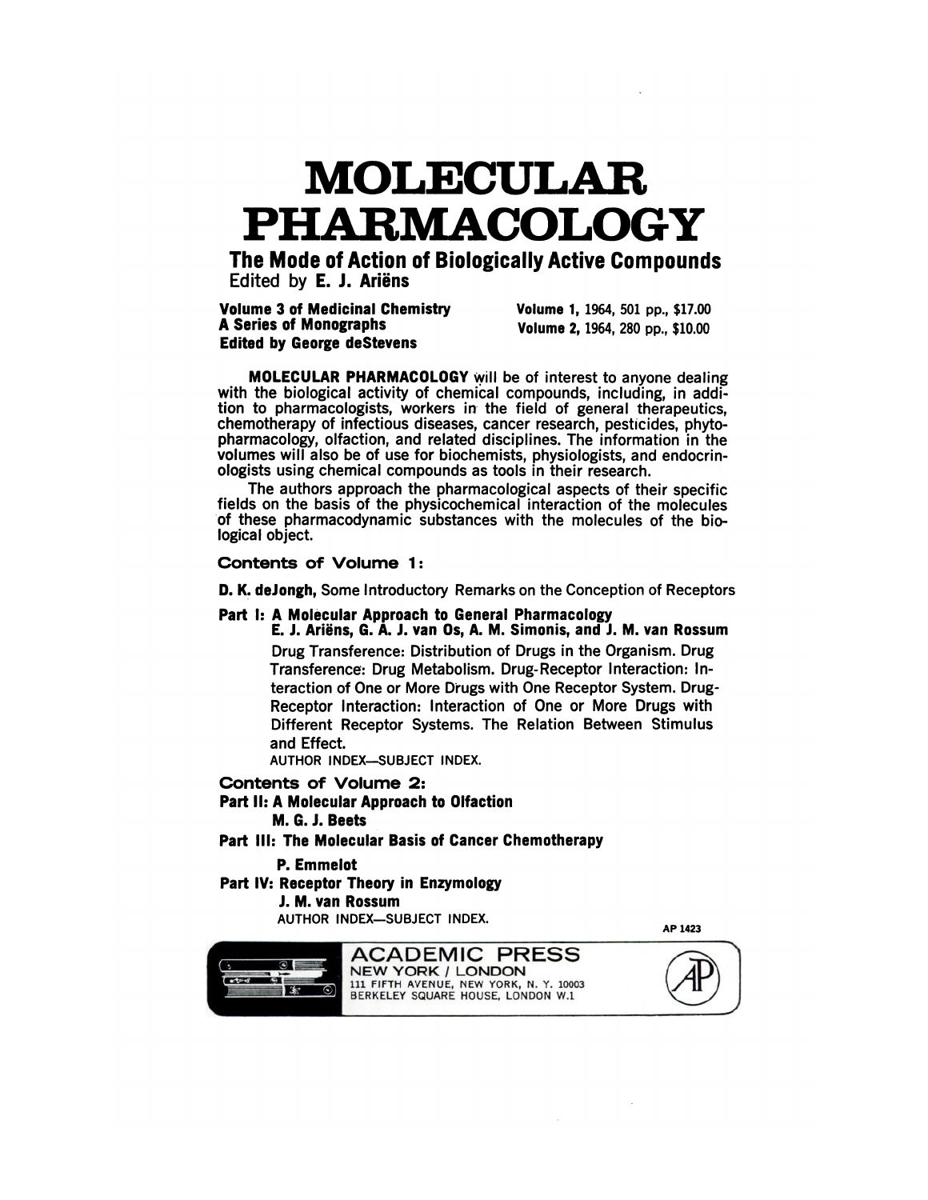# MOLECULAR PHARMACOLOGY

## The Mode of Action of Biologically Active Compounds

Edited by **E. J. Ariëns**

**Volume 3 of Medicinal Chemistry**
**A Series of Monographs**
**Edited by George deStevens**

**Volume 1,** 1964, 501 pp., $17.00
**Volume 2,** 1964, 280 pp., $10.00

**MOLECULAR PHARMACOLOGY** will be of interest to anyone dealing with the biological activity of chemical compounds, including, in addition to pharmacologists, workers in the field of general therapeutics, chemotherapy of infectious diseases, cancer research, pesticides, phytopharmacology, olfaction, and related disciplines. The information in the volumes will also be of use for biochemists, physiologists, and endocrinologists using chemical compounds as tools in their research.

The authors approach the pharmacological aspects of their specific fields on the basis of the physicochemical interaction of the molecules of these pharmacodynamic substances with the molecules of the biological object.

### Contents of Volume 1:

**D. K. deJongh,** Some Introductory Remarks on the Conception of Receptors

**Part I: A Molecular Approach to General Pharmacology**
**E. J. Ariëns, G. A. J. van Os, A. M. Simonis, and J. M. van Rossum**
Drug Transference: Distribution of Drugs in the Organism. Drug Transference: Drug Metabolism. Drug-Receptor Interaction: Interaction of One or More Drugs with One Receptor System. Drug-Receptor Interaction: Interaction of One or More Drugs with Different Receptor Systems. The Relation Between Stimulus and Effect.
AUTHOR INDEX—SUBJECT INDEX.

### Contents of Volume 2:

**Part II: A Molecular Approach to Olfaction**
**M. G. J. Beets**

**Part III: The Molecular Basis of Cancer Chemotherapy**
**P. Emmelot**

**Part IV: Receptor Theory in Enzymology**
**J. M. van Rossum**
AUTHOR INDEX—SUBJECT INDEX.

AP 1423

ACADEMIC PRESS
NEW YORK / LONDON
111 FIFTH AVENUE, NEW YORK, N. Y. 10003
BERKELEY SQUARE HOUSE, LONDON W.1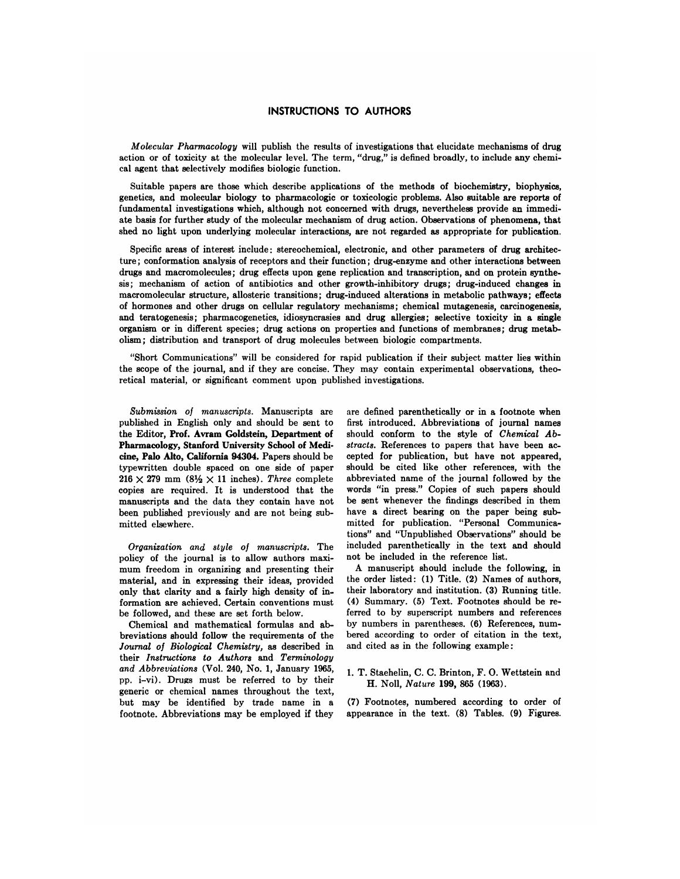# INSTRUCTIONS TO AUTHORS

*Molecular Pharmacology* will publish the results of investigations that elucidate mechanisms of drug action or of toxicity at the molecular level. The term, "drug," is defined broadly, to include any chemical agent that selectively modifies biologic function.

Suitable papers are those which describe applications of the methods of biochemistry, biophysics, genetics, and molecular biology to pharmacologic or toxicologic problems. Also suitable are reports of fundamental investigations which, although not concerned with drugs, nevertheless provide an immediate basis for further study of the molecular mechanism of drug action. Observations of phenomena, that shed no light upon underlying molecular interactions, are not regarded as appropriate for publication.

Specific areas of interest include: stereochemical, electronic, and other parameters of drug architecture; conformation analysis of receptors and their function; drug-enzyme and other interactions between drugs and macromolecules; drug effects upon gene replication and transcription, and on protein synthesis; mechanism of action of antibiotics and other growth-inhibitory drugs; drug-induced changes in macromolecular structure, allosteric transitions; drug-induced alterations in metabolic pathways; effects of hormones and other drugs on cellular regulatory mechanisms; chemical mutagenesis, carcinogenesis, and teratogenesis; pharmacogenetics, idiosyncrasies and drug allergies; selective toxicity in a single organism or in different species; drug actions on properties and functions of membranes; drug metabolism; distribution and transport of drug molecules between biologic compartments.

"Short Communications" will be considered for rapid publication if their subject matter lies within the scope of the journal, and if they are concise. They may contain experimental observations, theoretical material, or significant comment upon published investigations.

*Submission of manuscripts.* Manuscripts are published in English only and should be sent to the Editor, **Prof. Avram Goldstein, Department of Pharmacology, Stanford University School of Medicine, Palo Alto, California 94304.** Papers should be typewritten double spaced on one side of paper $216 \times 279$ mm ($8\frac{1}{2} \times 11$ inches). *Three* complete copies are required. It is understood that the manuscripts and the data they contain have not been published previously and are not being submitted elsewhere.

*Organization and style of manuscripts.* The policy of the journal is to allow authors maximum freedom in organizing and presenting their material, and in expressing their ideas, provided only that clarity and a fairly high density of information are achieved. Certain conventions must be followed, and these are set forth below.

Chemical and mathematical formulas and abbreviations should follow the requirements of the *Journal of Biological Chemistry,* as described in their *Instructions to Authors* and *Terminology and Abbreviations* (Vol. 240, No. 1, January 1965, pp. i–vi). Drugs must be referred to by their generic or chemical names throughout the text, but may be identified by trade name in a footnote. Abbreviations may be employed if they are defined parenthetically or in a footnote when first introduced. Abbreviations of journal names should conform to the style of *Chemical Abstracts.* References to papers that have been accepted for publication, but have not appeared, should be cited like other references, with the abbreviated name of the journal followed by the words "in press." Copies of such papers should be sent whenever the findings described in them have a direct bearing on the paper being submitted for publication. "Personal Communications" and "Unpublished Observations" should be included parenthetically in the text and should not be included in the reference list.

A manuscript should include the following, in the order listed: (1) Title. (2) Names of authors, their laboratory and institution. (3) Running title. (4) Summary. (5) Text. Footnotes should be referred to by superscript numbers and references by numbers in parentheses. (6) References, numbered according to order of citation in the text, and cited as in the following example:

1. T. Staehelin, C. C. Brinton, F. O. Wettstein and H. Noll, *Nature* **199,** 865 (1963).

(7) Footnotes, numbered according to order of appearance in the text. (8) Tables. (9) Figures.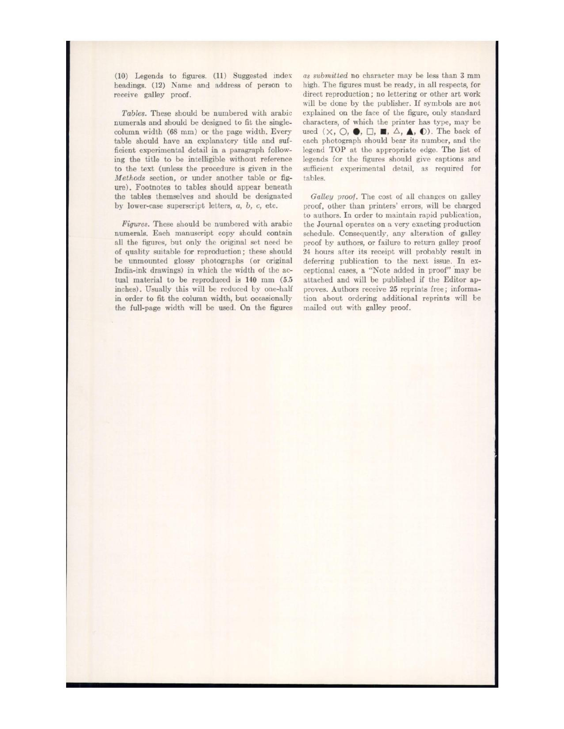(10) Legends to figures. (11) Suggested index headings. (12) Name and address of person to receive galley proof.

*Tables.* These should be numbered with arabic numerals and should be designed to fit the single-column width (68 mm) or the page width. Every table should have an explanatory title and sufficient experimental detail in a paragraph following the title to be intelligible without reference to the text (unless the procedure is given in the *Methods* section, or under another table or figure). Footnotes to tables should appear beneath the tables themselves and should be designated by lower-case superscript letters, *a*, *b*, *c*, etc.

*Figures.* These should be numbered with arabic numerals. Each manuscript copy should contain all the figures, but only the original set need be of quality suitable for reproduction; these should be unmounted glossy photographs (or original India-ink drawings) in which the width of the actual material to be reproduced is 140 mm (5.5 inches). Usually this will be reduced by one-half in order to fit the column width, but occasionally the full-page width will be used. On the figures *as submitted* no character may be less than 3 mm high. The figures must be ready, in all respects, for direct reproduction; no lettering or other art work will be done by the publisher. If symbols are not explained on the face of the figure, only standard characters, of which the printer has type, may be used (×, ○, ●, □, ■, △, ▲, ◐). The back of each photograph should bear its number, and the legend TOP at the appropriate edge. The list of legends for the figures should give captions and sufficient experimental detail, as required for tables.

*Galley proof.* The cost of all changes on galley proof, other than printers' errors, will be charged to authors. In order to maintain rapid publication, the Journal operates on a very exacting production schedule. Consequently, any alteration of galley proof by authors, or failure to return galley proof 24 hours after its receipt will probably result in deferring publication to the next issue. In exceptional cases, a "Note added in proof" may be attached and will be published if the Editor approves. Authors receive 25 reprints free; information about ordering additional reprints will be mailed out with galley proof.